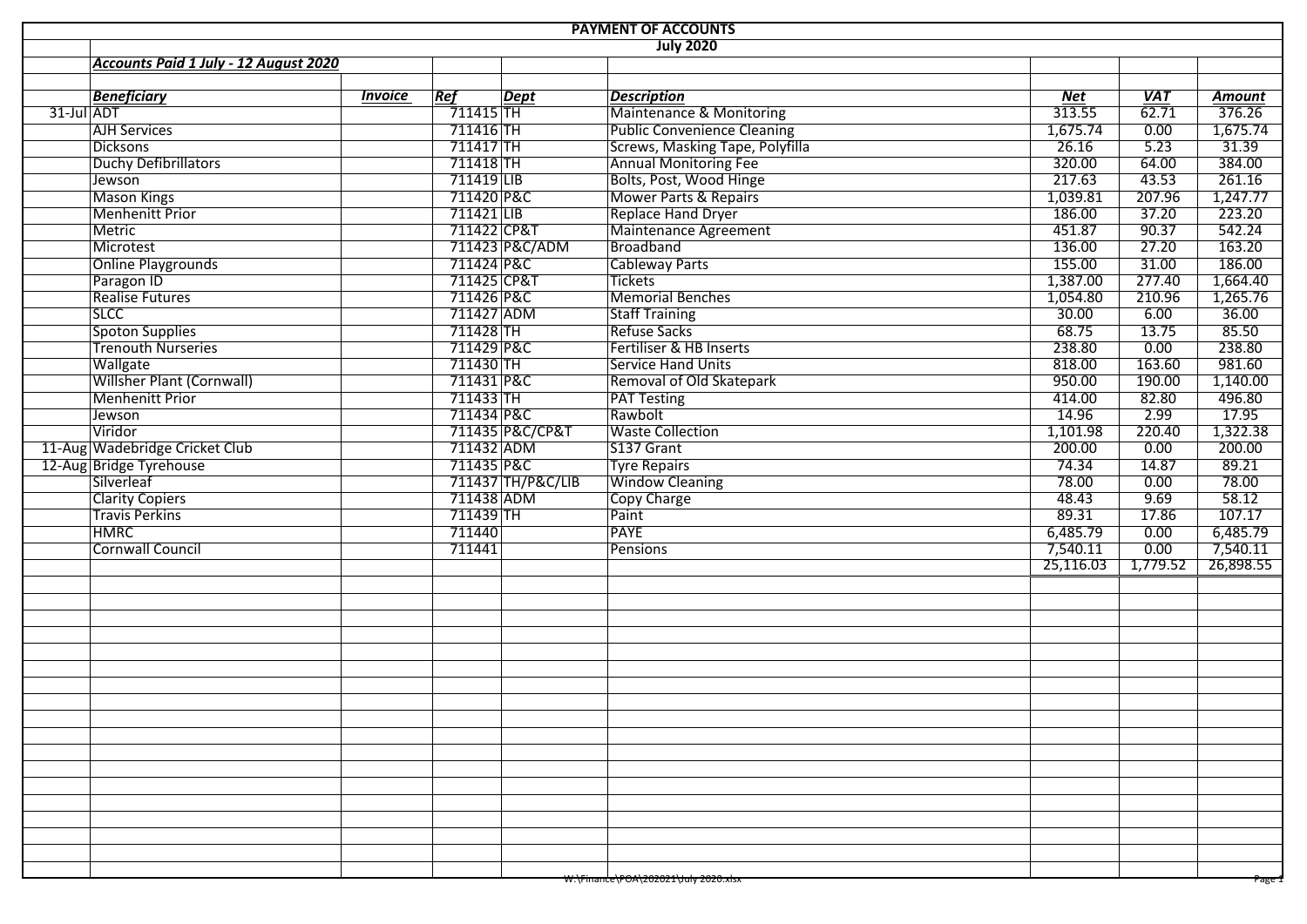# PAYMENT OF ACCOUNTS

## July 2020

***Accounts Paid 1 July - 12 August 2020***

| | *Beneficiary* | *Invoice* | *Ref* | *Dept* | *Description* | *Net* | *VAT* | *Amount* |
|---|---|---|---|---|---|---|---|---|
| 31-Jul | ADT | | 711415 | TH | Maintenance & Monitoring | 313.55 | 62.71 | 376.26 |
| | AJH Services | | 711416 | TH | Public Convenience Cleaning | 1,675.74 | 0.00 | 1,675.74 |
| | Dicksons | | 711417 | TH | Screws, Masking Tape, Polyfilla | 26.16 | 5.23 | 31.39 |
| | Duchy Defibrillators | | 711418 | TH | Annual Monitoring Fee | 320.00 | 64.00 | 384.00 |
| | Jewson | | 711419 | LIB | Bolts, Post, Wood Hinge | 217.63 | 43.53 | 261.16 |
| | Mason Kings | | 711420 | P&C | Mower Parts & Repairs | 1,039.81 | 207.96 | 1,247.77 |
| | Menhenitt Prior | | 711421 | LIB | Replace Hand Dryer | 186.00 | 37.20 | 223.20 |
| | Metric | | 711422 | CP&T | Maintenance Agreement | 451.87 | 90.37 | 542.24 |
| | Microtest | | 711423 | P&C/ADM | Broadband | 136.00 | 27.20 | 163.20 |
| | Online Playgrounds | | 711424 | P&C | Cableway Parts | 155.00 | 31.00 | 186.00 |
| | Paragon ID | | 711425 | CP&T | Tickets | 1,387.00 | 277.40 | 1,664.40 |
| | Realise Futures | | 711426 | P&C | Memorial Benches | 1,054.80 | 210.96 | 1,265.76 |
| | SLCC | | 711427 | ADM | Staff Training | 30.00 | 6.00 | 36.00 |
| | Spoton Supplies | | 711428 | TH | Refuse Sacks | 68.75 | 13.75 | 85.50 |
| | Trenouth Nurseries | | 711429 | P&C | Fertiliser & HB Inserts | 238.80 | 0.00 | 238.80 |
| | Wallgate | | 711430 | TH | Service Hand Units | 818.00 | 163.60 | 981.60 |
| | Willsher Plant (Cornwall) | | 711431 | P&C | Removal of Old Skatepark | 950.00 | 190.00 | 1,140.00 |
| | Menhenitt Prior | | 711433 | TH | PAT Testing | 414.00 | 82.80 | 496.80 |
| | Jewson | | 711434 | P&C | Rawbolt | 14.96 | 2.99 | 17.95 |
| | Viridor | | 711435 | P&C/CP&T | Waste Collection | 1,101.98 | 220.40 | 1,322.38 |
| 11-Aug | Wadebridge Cricket Club | | 711432 | ADM | S137 Grant | 200.00 | 0.00 | 200.00 |
| 12-Aug | Bridge Tyrehouse | | 711435 | P&C | Tyre Repairs | 74.34 | 14.87 | 89.21 |
| | Silverleaf | | 711437 | TH/P&C/LIB | Window Cleaning | 78.00 | 0.00 | 78.00 |
| | Clarity Copiers | | 711438 | ADM | Copy Charge | 48.43 | 9.69 | 58.12 |
| | Travis Perkins | | 711439 | TH | Paint | 89.31 | 17.86 | 107.17 |
| | HMRC | | 711440 | | PAYE | 6,485.79 | 0.00 | 6,485.79 |
| | Cornwall Council | | 711441 | | Pensions | 7,540.11 | 0.00 | 7,540.11 |
| | | | | | | 25,116.03 | 1,779.52 | 26,898.55 |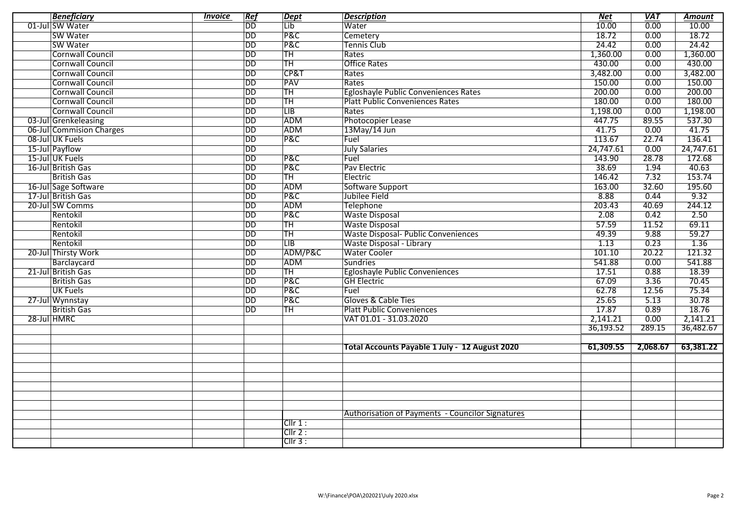| | Beneficiary | Invoice | Ref | Dept | Description | Net | VAT | Amount |
|---|---|---|---|---|---|---|---|---|
| 01-Jul | SW Water | | DD | Lib | Water | 10.00 | 0.00 | 10.00 |
| | SW Water | | DD | P&C | Cemetery | 18.72 | 0.00 | 18.72 |
| | SW Water | | DD | P&C | Tennis Club | 24.42 | 0.00 | 24.42 |
| | Cornwall Council | | DD | TH | Rates | 1,360.00 | 0.00 | 1,360.00 |
| | Cornwall Council | | DD | TH | Office Rates | 430.00 | 0.00 | 430.00 |
| | Cornwall Council | | DD | CP&T | Rates | 3,482.00 | 0.00 | 3,482.00 |
| | Cornwall Council | | DD | PAV | Rates | 150.00 | 0.00 | 150.00 |
| | Cornwall Council | | DD | TH | Egloshayle Public Conveniences Rates | 200.00 | 0.00 | 200.00 |
| | Cornwall Council | | DD | TH | Platt Public Conveniences Rates | 180.00 | 0.00 | 180.00 |
| | Cornwall Council | | DD | LIB | Rates | 1,198.00 | 0.00 | 1,198.00 |
| 03-Jul | Grenkeleasing | | DD | ADM | Photocopier Lease | 447.75 | 89.55 | 537.30 |
| 06-Jul | Commision Charges | | DD | ADM | 13May/14 Jun | 41.75 | 0.00 | 41.75 |
| 08-Jul | UK Fuels | | DD | P&C | Fuel | 113.67 | 22.74 | 136.41 |
| 15-Jul | Payflow | | DD | | July Salaries | 24,747.61 | 0.00 | 24,747.61 |
| 15-Jul | UK Fuels | | DD | P&C | Fuel | 143.90 | 28.78 | 172.68 |
| 16-Jul | British Gas | | DD | P&C | Pav Electric | 38.69 | 1.94 | 40.63 |
| | British Gas | | DD | TH | Electric | 146.42 | 7.32 | 153.74 |
| 16-Jul | Sage Software | | DD | ADM | Software Support | 163.00 | 32.60 | 195.60 |
| 17-Jul | British Gas | | DD | P&C | Jubilee Field | 8.88 | 0.44 | 9.32 |
| 20-Jul | SW Comms | | DD | ADM | Telephone | 203.43 | 40.69 | 244.12 |
| | Rentokil | | DD | P&C | Waste Disposal | 2.08 | 0.42 | 2.50 |
| | Rentokil | | DD | TH | Waste Disposal | 57.59 | 11.52 | 69.11 |
| | Rentokil | | DD | TH | Waste Disposal- Public Conveniences | 49.39 | 9.88 | 59.27 |
| | Rentokil | | DD | LIB | Waste Disposal - Library | 1.13 | 0.23 | 1.36 |
| 20-Jul | Thirsty Work | | DD | ADM/P&C | Water Cooler | 101.10 | 20.22 | 121.32 |
| | Barclaycard | | DD | ADM | Sundries | 541.88 | 0.00 | 541.88 |
| 21-Jul | British Gas | | DD | TH | Egloshayle Public Conveniences | 17.51 | 0.88 | 18.39 |
| | British Gas | | DD | P&C | GH Electric | 67.09 | 3.36 | 70.45 |
| | UK Fuels | | DD | P&C | Fuel | 62.78 | 12.56 | 75.34 |
| 27-Jul | Wynnstay | | DD | P&C | Gloves & Cable Ties | 25.65 | 5.13 | 30.78 |
| | British Gas | | DD | TH | Platt Public Conveniences | 17.87 | 0.89 | 18.76 |
| 28-Jul | HMRC | | | | VAT 01.01 - 31.03.2020 | 2,141.21 | 0.00 | 2,141.21 |
| | | | | | | 36,193.52 | 289.15 | 36,482.67 |
| | | | | | **Total Accounts Payable 1 July - 12 August 2020** | **61,309.55** | **2,068.67** | **63,381.22** |
| | | | | | Authorisation of Payments - Councilor Signatures | | | |
| | | | | Cllr 1 : | | | | |
| | | | | Cllr 2 : | | | | |
| | | | | Cllr 3 : | | | | |

W:\Finance\POA\202021\July 2020.xlsx